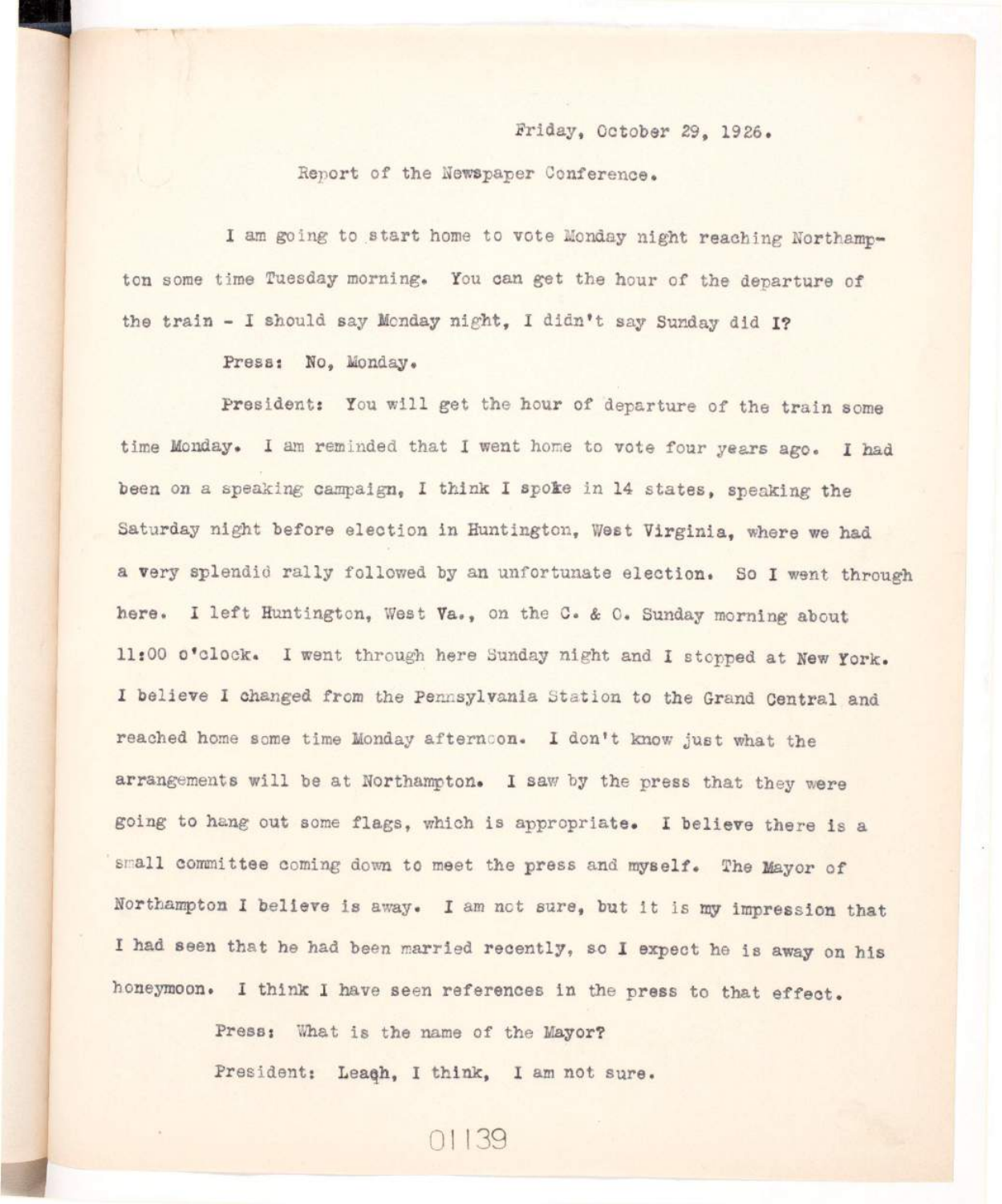Friday, October 29, 1926.

Report of the Newspaper Conference.

I am going to start home to vote Monday night reaching Northampton some time Tuesday morning. You can get the hour of the departure of the train - I should say Monday night, I didn't say Sunday did I?

Press: No, Monday.

President: You will get the hour of departure of the train some time Monday. I am reminded that I went home to vote four years ago. I had been on a speaking campaign, I think I spoke in 14 states, speaking the Saturday night before election in Huntington, West Virginia, where we had a very splendid rally followed by an unfortunate election. So I went through here. I left Huntington, West Va., on the C. & O. Sunday morning about 11:00 o'clock. I went through here Sunday night and I stopped at New York. I believe I changed from the Pennsylvania Station to the Grand Central and reached home some time Monday afternoon. I don't know just what the arrangements will be at Northampton. I saw by the press that they were going to hang out some flags, which is appropriate. I believe there is a small committee coming down to meet the press and myself. The Mayor of Northampton I believe is away. I am not sure, but it is my impression that I had seen that he had been married recently, so I expect he is away on his honeymoon. I think I have seen references in the press to that effect.

Press: What is the name of the Mayor?

President: Leaqh, I think, I am not sure.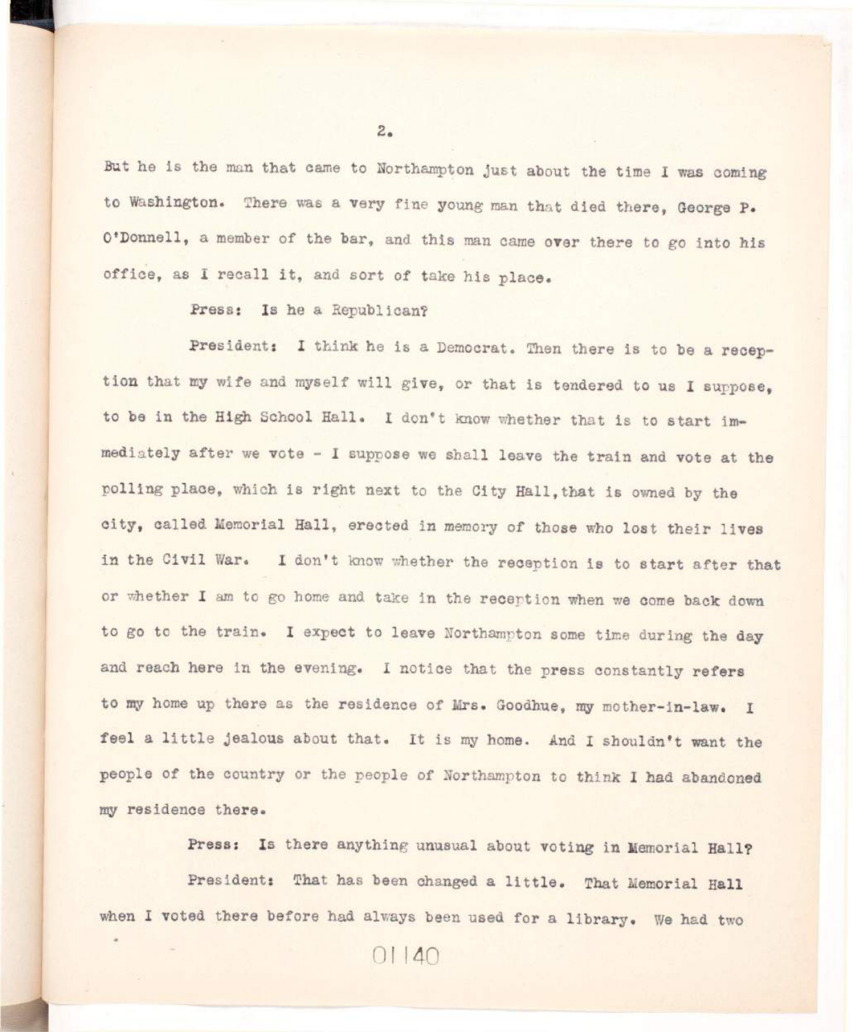But he is the man that came to Northampton just about the time I was coming to Washington. There was a very fine young man that died there, George P. O'Donnell, a member of the bar, and this man came over there to go into his office, as I recall it, and sort of take his place.

Press: Is he a Republican?

President: I think he is a Democrat. Then there is to be a reception that my wife and myself will give, or that is tendered to us I suppose, to be in the High School Hall. I don't know whether that is to start immediately after we vote - I suppose we shall leave the train and vote at the polling place, which is right next to the City Hall, that is owned by the city, called Memorial Hall, erected in memory of those who lost their lives in the Civil War. I don't know whether the reception is to start after that or whether I am to go home and take in the reception when we come back down to go to the train. I expect to leave Northampton some time during the day and reach here in the evening. I notice that the press constantly refers to my home up there as the residence of Mrs. Goodhue, my mother-in-law. I feel a little jealous about that. It is my home. And I shouldn't want the people of the country or the people of Northampton to think I had abandoned my residence there.

Press: Is there anything unusual about voting in Memorial Hall?

President: That has been changed a little. That Memorial Hall when I voted there before had always been used for a library. We had two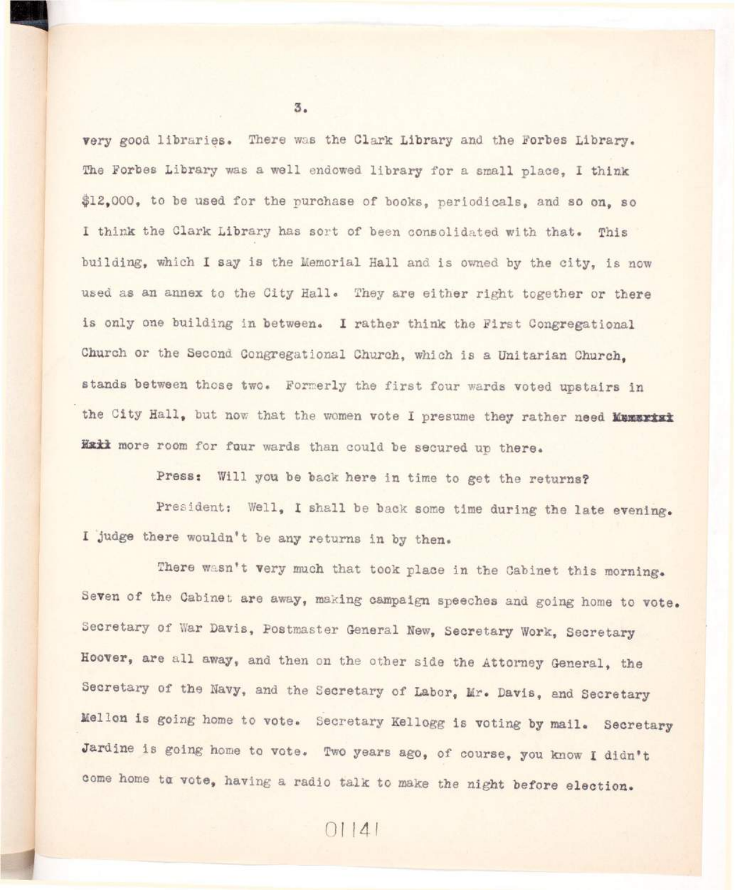very good libraries. There was the Clark Library and the Forbes Library. The Forbes Library was a well endowed library for a small place, I think $12,000, to be used for the purchase of books, periodicals, and so on, so I think the Clark Library has sort of been consolidated with that. This building, which I say is the Memorial Hall and is owned by the city, is now used as an annex to the City Hall. They are either right together or there is only one building in between. I rather think the First Congregational Church or the Second Congregational Church, which is a Unitarian Church, stands between those two. Formerly the first four wards voted upstairs in the City Hall, but now that the women vote I presume they rather need ~~Memorial Hall~~ more room for four wards than could be secured up there.

Press: Will you be back here in time to get the returns?

President: Well, I shall be back some time during the late evening. I judge there wouldn't be any returns in by then.

There wasn't very much that took place in the Cabinet this morning. Seven of the Cabinet are away, making campaign speeches and going home to vote. Secretary of War Davis, Postmaster General New, Secretary Work, Secretary Hoover, are all away, and then on the other side the Attorney General, the Secretary of the Navy, and the Secretary of Labor, Mr. Davis, and Secretary Mellon is going home to vote. Secretary Kellogg is voting by mail. Secretary Jardine is going home to vote. Two years ago, of course, you know I didn't come home to vote, having a radio talk to make the night before election.

01141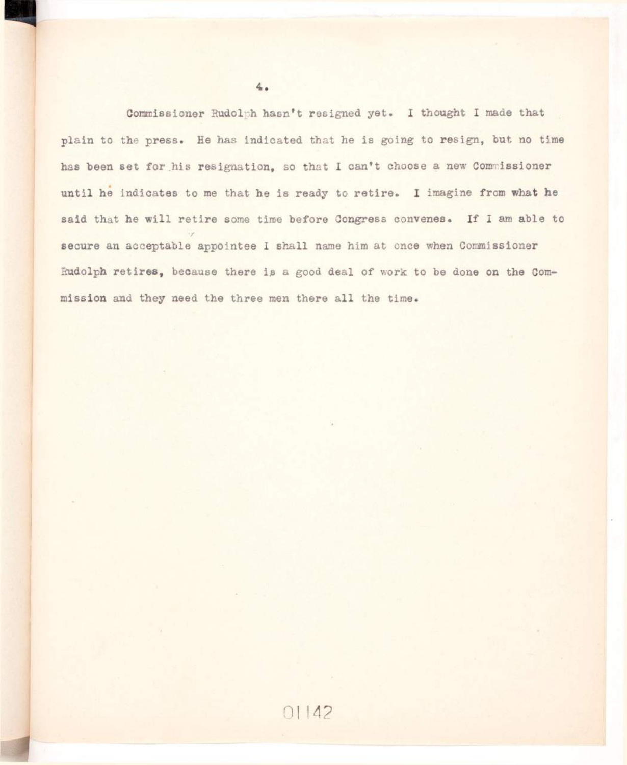Commissioner Rudolph hasn't resigned yet. I thought I made that plain to the press. He has indicated that he is going to resign, but no time has been set for his resignation, so that I can't choose a new Commissioner until he indicates to me that he is ready to retire. I imagine from what he said that he will retire some time before Congress convenes. If I am able to secure an acceptable appointee I shall name him at once when Commissioner Rudolph retires, because there is a good deal of work to be done on the Commission and they need the three men there all the time.